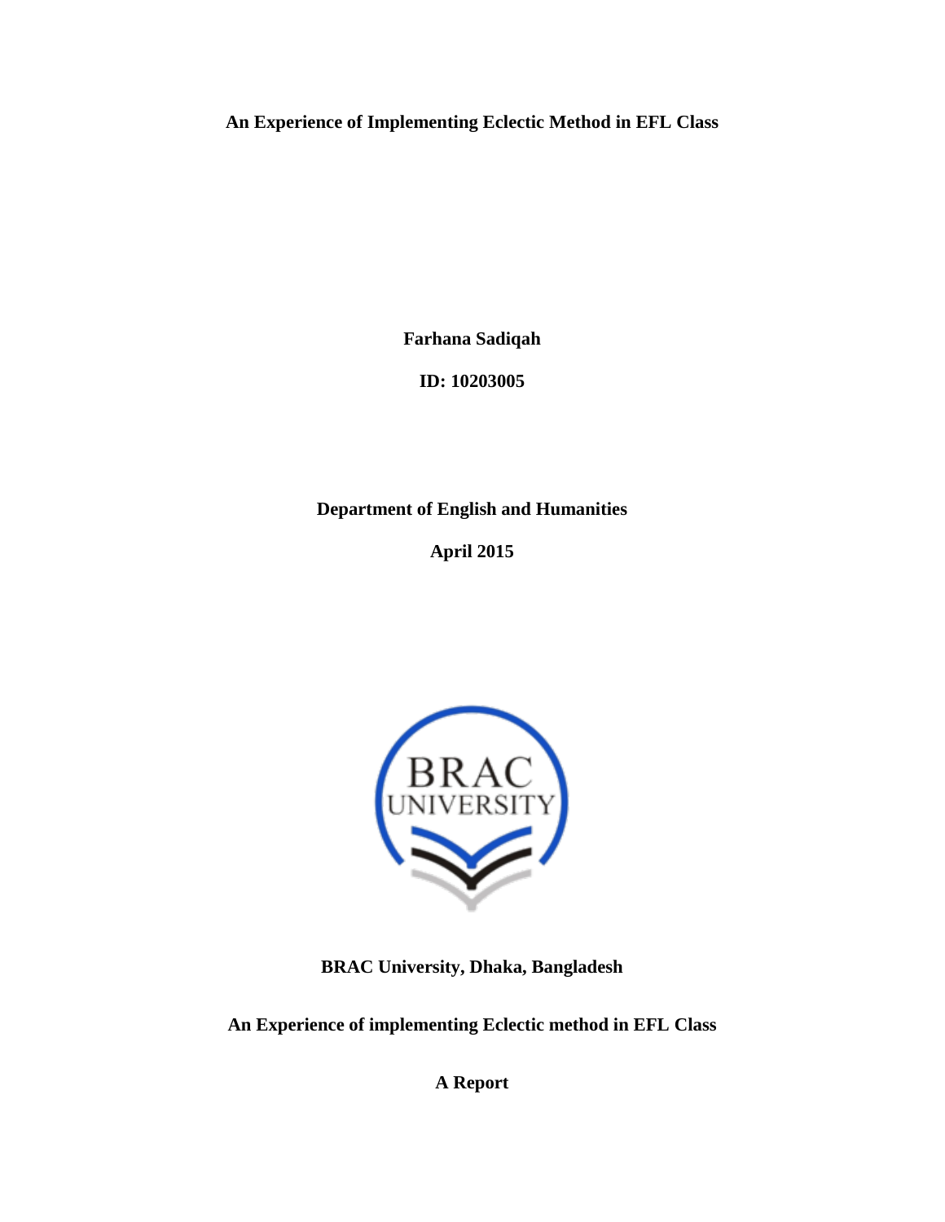**An Experience of Implementing Eclectic Method in EFL Class**

**Farhana Sadiqah**

**ID: 10203005**

**Department of English and Humanities**

**April 2015**

**BRAC University, Dhaka, Bangladesh**

**An Experience of implementing Eclectic method in EFL Class**

**A Report**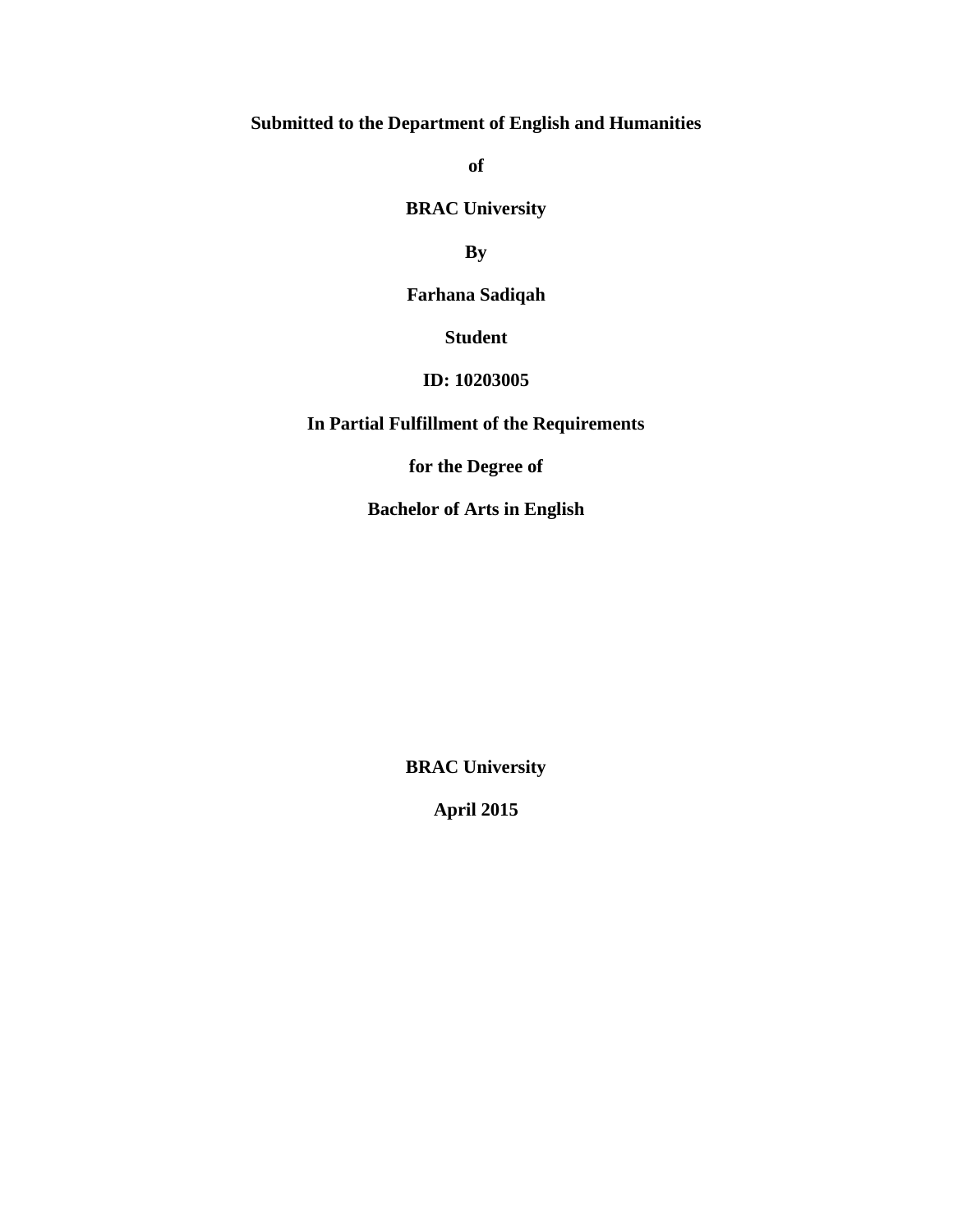**Submitted to the Department of English and Humanities**

**of**

**BRAC University**

**By**

**Farhana Sadiqah**

**Student**

**ID: 10203005**

**In Partial Fulfillment of the Requirements**

**for the Degree of**

**Bachelor of Arts in English**

**BRAC University**

**April 2015**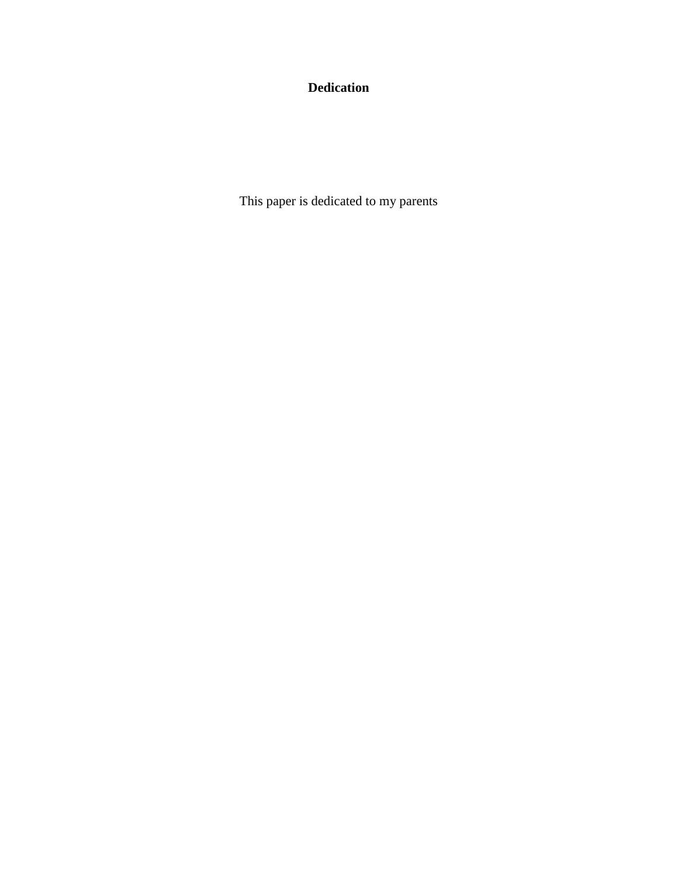# Dedication

This paper is dedicated to my parents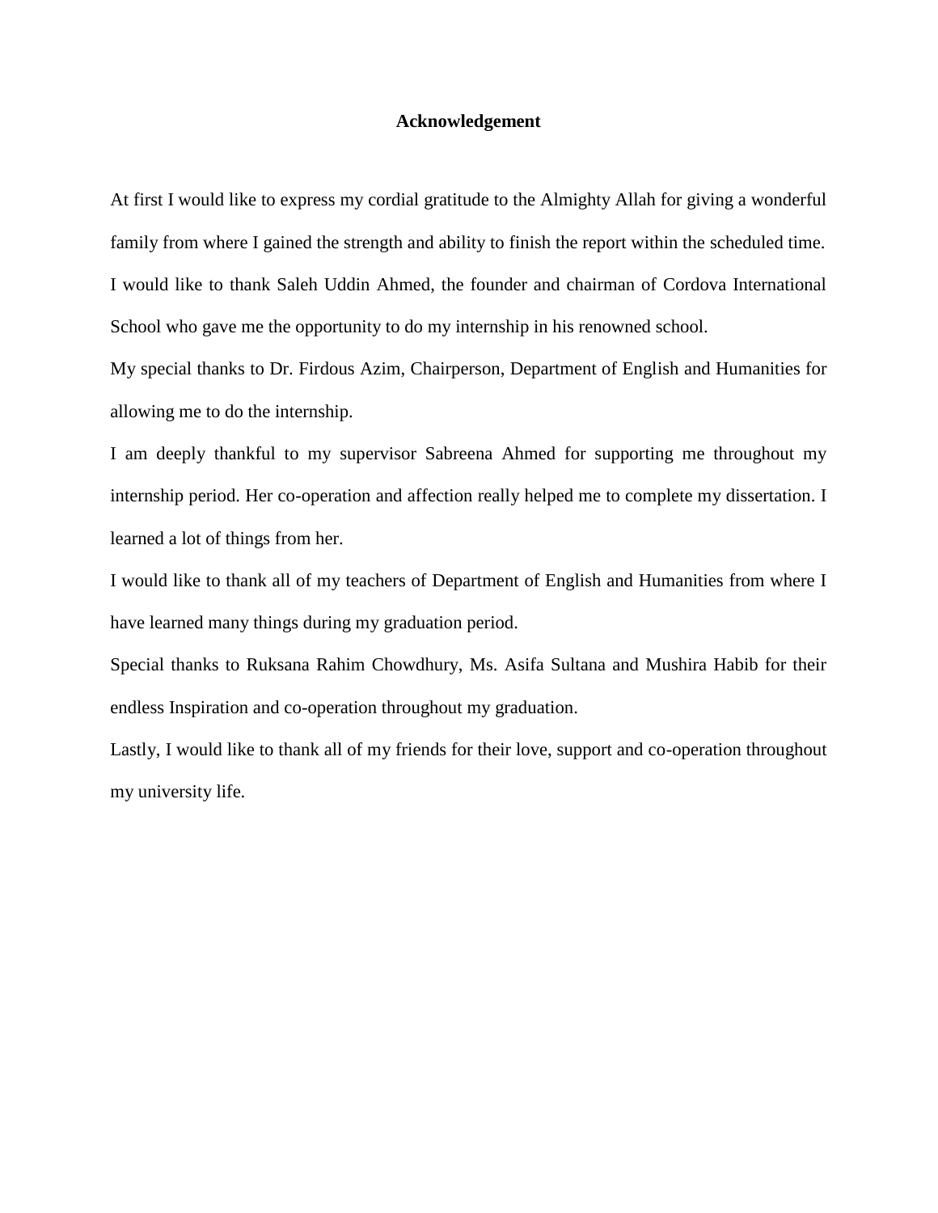# Acknowledgement

At first I would like to express my cordial gratitude to the Almighty Allah for giving a wonderful family from where I gained the strength and ability to finish the report within the scheduled time. I would like to thank Saleh Uddin Ahmed, the founder and chairman of Cordova International School who gave me the opportunity to do my internship in his renowned school.

My special thanks to Dr. Firdous Azim, Chairperson, Department of English and Humanities for allowing me to do the internship.

I am deeply thankful to my supervisor Sabreena Ahmed for supporting me throughout my internship period. Her co-operation and affection really helped me to complete my dissertation. I learned a lot of things from her.

I would like to thank all of my teachers of Department of English and Humanities from where I have learned many things during my graduation period.

Special thanks to Ruksana Rahim Chowdhury, Ms. Asifa Sultana and Mushira Habib for their endless Inspiration and co-operation throughout my graduation.

Lastly, I would like to thank all of my friends for their love, support and co-operation throughout my university life.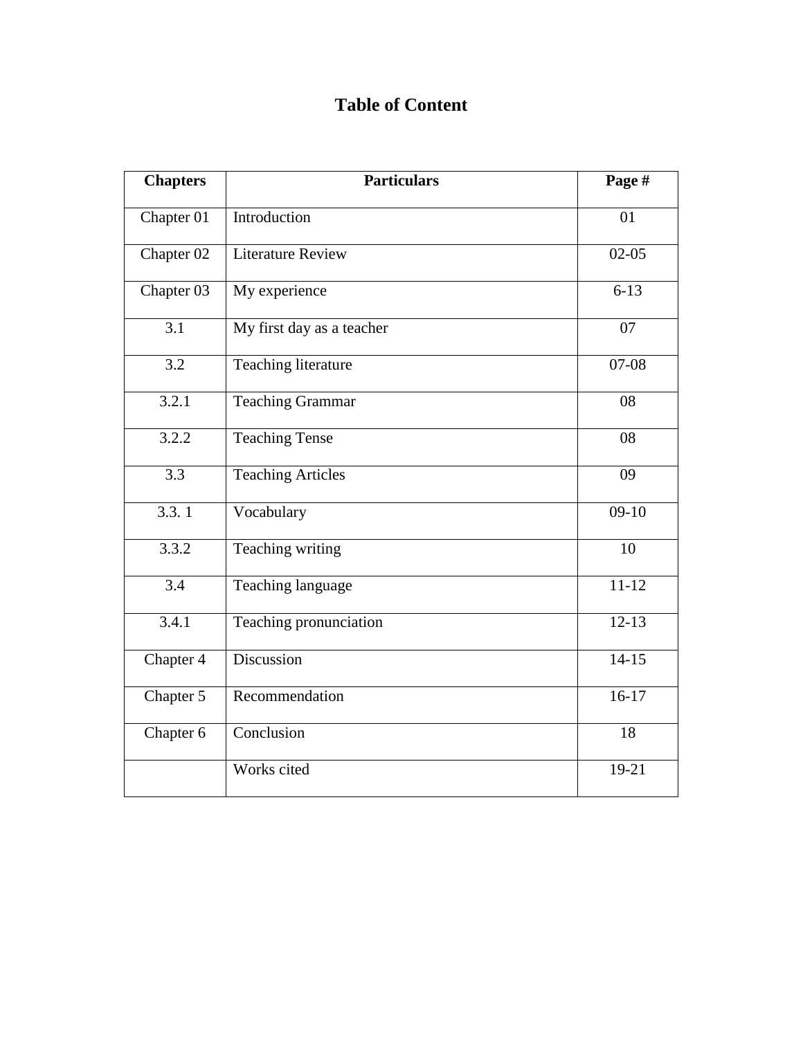# Table of Content

| **Chapters** | **Particulars** | **Page #** |
|---|---|---|
| Chapter 01 | Introduction | 01 |
| Chapter 02 | Literature Review | 02-05 |
| Chapter 03 | My experience | 6-13 |
| 3.1 | My first day as a teacher | 07 |
| 3.2 | Teaching literature | 07-08 |
| 3.2.1 | Teaching Grammar | 08 |
| 3.2.2 | Teaching Tense | 08 |
| 3.3 | Teaching Articles | 09 |
| 3.3. 1 | Vocabulary | 09-10 |
| 3.3.2 | Teaching writing | 10 |
| 3.4 | Teaching language | 11-12 |
| 3.4.1 | Teaching pronunciation | 12-13 |
| Chapter 4 | Discussion | 14-15 |
| Chapter 5 | Recommendation | 16-17 |
| Chapter 6 | Conclusion | 18 |
| | Works cited | 19-21 |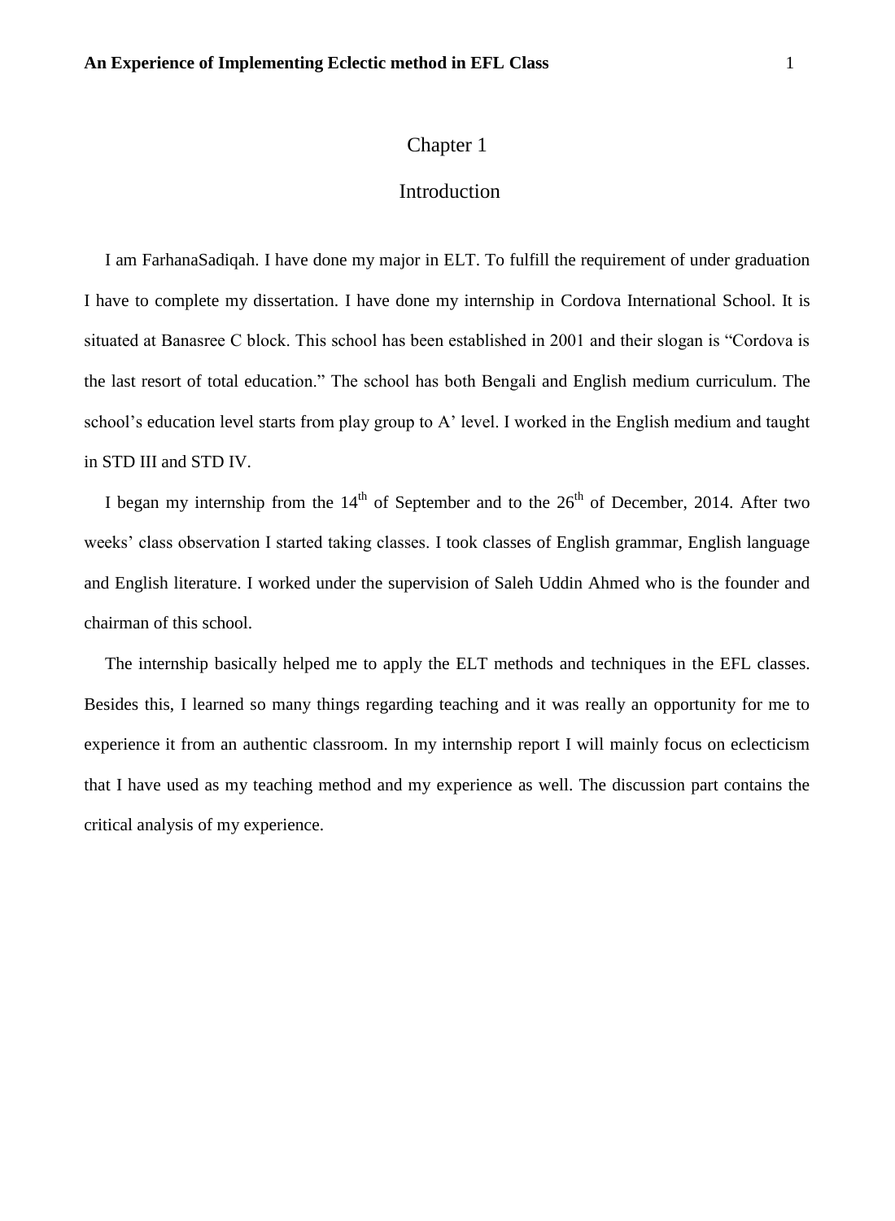# Chapter 1

## Introduction

I am FarhanaSadiqah. I have done my major in ELT. To fulfill the requirement of under graduation I have to complete my dissertation. I have done my internship in Cordova International School. It is situated at Banasree C block. This school has been established in 2001 and their slogan is "Cordova is the last resort of total education." The school has both Bengali and English medium curriculum. The school's education level starts from play group to A' level. I worked in the English medium and taught in STD III and STD IV.

I began my internship from the 14th of September and to the 26th of December, 2014. After two weeks' class observation I started taking classes. I took classes of English grammar, English language and English literature. I worked under the supervision of Saleh Uddin Ahmed who is the founder and chairman of this school.

The internship basically helped me to apply the ELT methods and techniques in the EFL classes. Besides this, I learned so many things regarding teaching and it was really an opportunity for me to experience it from an authentic classroom. In my internship report I will mainly focus on eclecticism that I have used as my teaching method and my experience as well. The discussion part contains the critical analysis of my experience.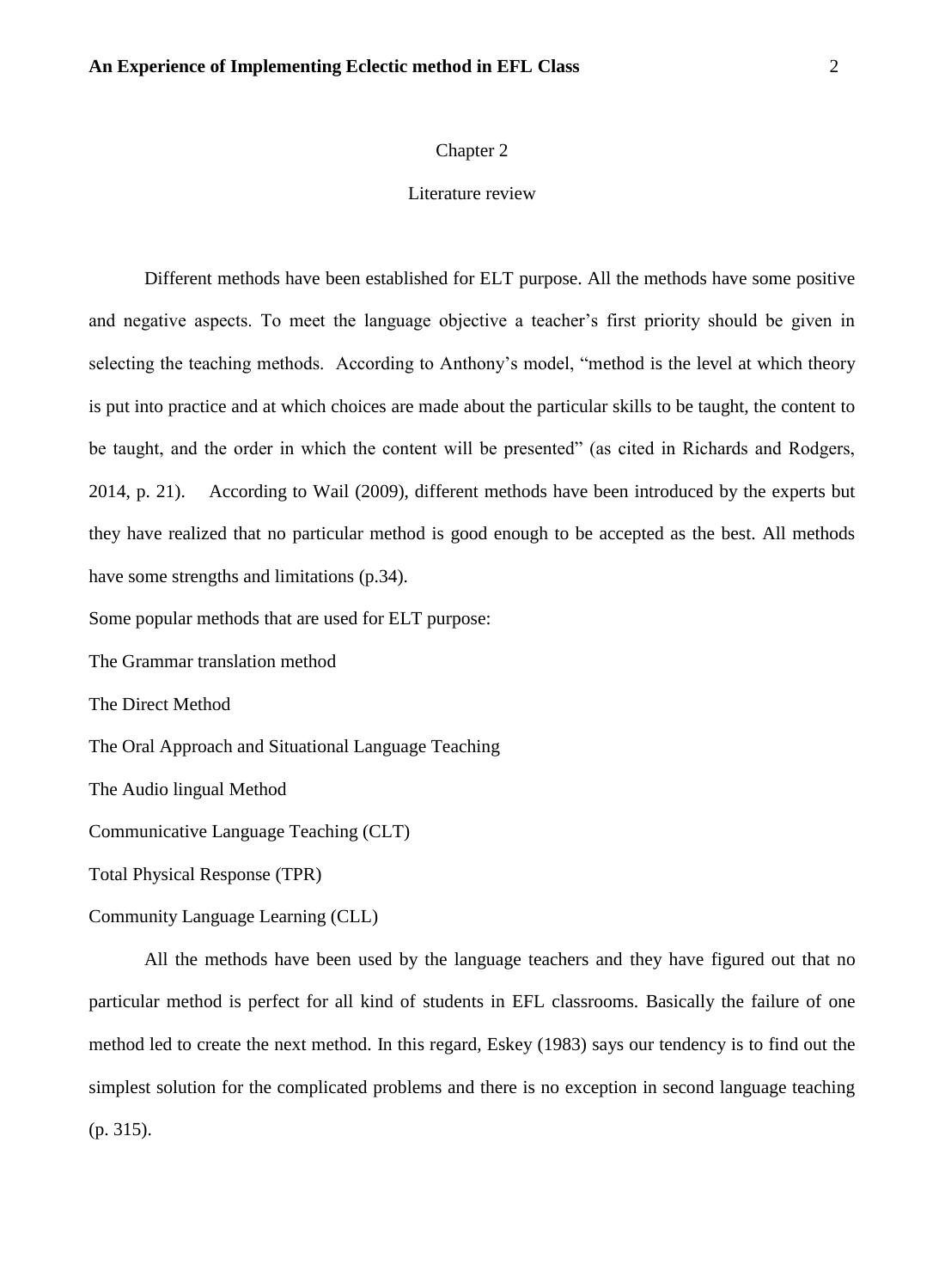# Chapter 2

## Literature review

Different methods have been established for ELT purpose. All the methods have some positive and negative aspects. To meet the language objective a teacher's first priority should be given in selecting the teaching methods. According to Anthony's model, "method is the level at which theory is put into practice and at which choices are made about the particular skills to be taught, the content to be taught, and the order in which the content will be presented" (as cited in Richards and Rodgers, 2014, p. 21). According to Wail (2009), different methods have been introduced by the experts but they have realized that no particular method is good enough to be accepted as the best. All methods have some strengths and limitations (p.34).

Some popular methods that are used for ELT purpose:

The Grammar translation method

The Direct Method

The Oral Approach and Situational Language Teaching

The Audio lingual Method

Communicative Language Teaching (CLT)

Total Physical Response (TPR)

Community Language Learning (CLL)

All the methods have been used by the language teachers and they have figured out that no particular method is perfect for all kind of students in EFL classrooms. Basically the failure of one method led to create the next method. In this regard, Eskey (1983) says our tendency is to find out the simplest solution for the complicated problems and there is no exception in second language teaching (p. 315).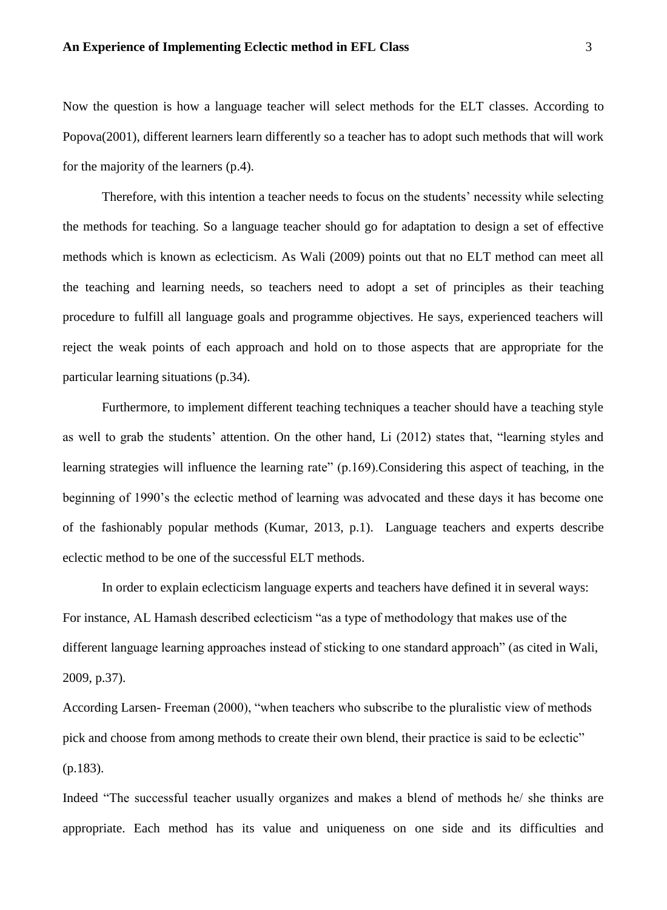Now the question is how a language teacher will select methods for the ELT classes. According to Popova(2001), different learners learn differently so a teacher has to adopt such methods that will work for the majority of the learners (p.4).

Therefore, with this intention a teacher needs to focus on the students' necessity while selecting the methods for teaching. So a language teacher should go for adaptation to design a set of effective methods which is known as eclecticism. As Wali (2009) points out that no ELT method can meet all the teaching and learning needs, so teachers need to adopt a set of principles as their teaching procedure to fulfill all language goals and programme objectives. He says, experienced teachers will reject the weak points of each approach and hold on to those aspects that are appropriate for the particular learning situations (p.34).

Furthermore, to implement different teaching techniques a teacher should have a teaching style as well to grab the students' attention. On the other hand, Li (2012) states that, "learning styles and learning strategies will influence the learning rate" (p.169).Considering this aspect of teaching, in the beginning of 1990's the eclectic method of learning was advocated and these days it has become one of the fashionably popular methods (Kumar, 2013, p.1). Language teachers and experts describe eclectic method to be one of the successful ELT methods.

In order to explain eclecticism language experts and teachers have defined it in several ways: For instance, AL Hamash described eclecticism "as a type of methodology that makes use of the different language learning approaches instead of sticking to one standard approach" (as cited in Wali, 2009, p.37).

According Larsen- Freeman (2000), "when teachers who subscribe to the pluralistic view of methods pick and choose from among methods to create their own blend, their practice is said to be eclectic" (p.183).

Indeed "The successful teacher usually organizes and makes a blend of methods he/ she thinks are appropriate. Each method has its value and uniqueness on one side and its difficulties and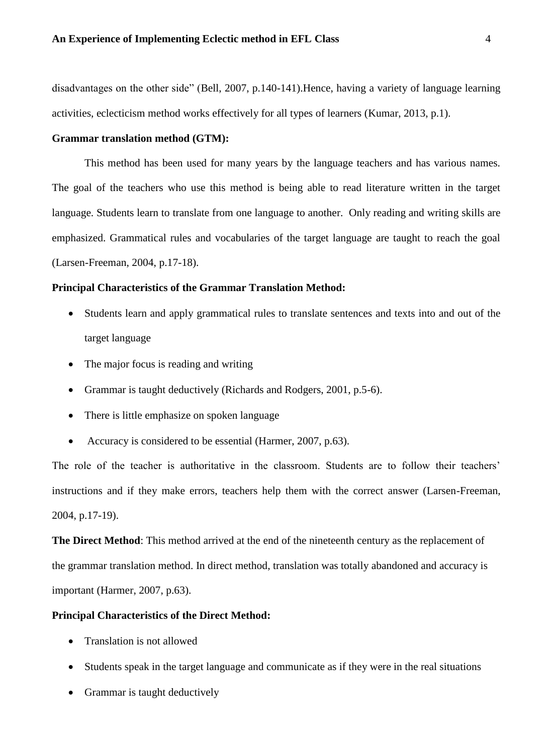disadvantages on the other side" (Bell, 2007, p.140-141).Hence, having a variety of language learning activities, eclecticism method works effectively for all types of learners (Kumar, 2013, p.1).

**Grammar translation method (GTM):**

This method has been used for many years by the language teachers and has various names. The goal of the teachers who use this method is being able to read literature written in the target language. Students learn to translate from one language to another. Only reading and writing skills are emphasized. Grammatical rules and vocabularies of the target language are taught to reach the goal (Larsen-Freeman, 2004, p.17-18).

**Principal Characteristics of the Grammar Translation Method:**

- Students learn and apply grammatical rules to translate sentences and texts into and out of the target language
- The major focus is reading and writing
- Grammar is taught deductively (Richards and Rodgers, 2001, p.5-6).
- There is little emphasize on spoken language
- Accuracy is considered to be essential (Harmer, 2007, p.63).

The role of the teacher is authoritative in the classroom. Students are to follow their teachers' instructions and if they make errors, teachers help them with the correct answer (Larsen-Freeman, 2004, p.17-19).

**The Direct Method**: This method arrived at the end of the nineteenth century as the replacement of the grammar translation method. In direct method, translation was totally abandoned and accuracy is important (Harmer, 2007, p.63).

**Principal Characteristics of the Direct Method:**

- Translation is not allowed
- Students speak in the target language and communicate as if they were in the real situations
- Grammar is taught deductively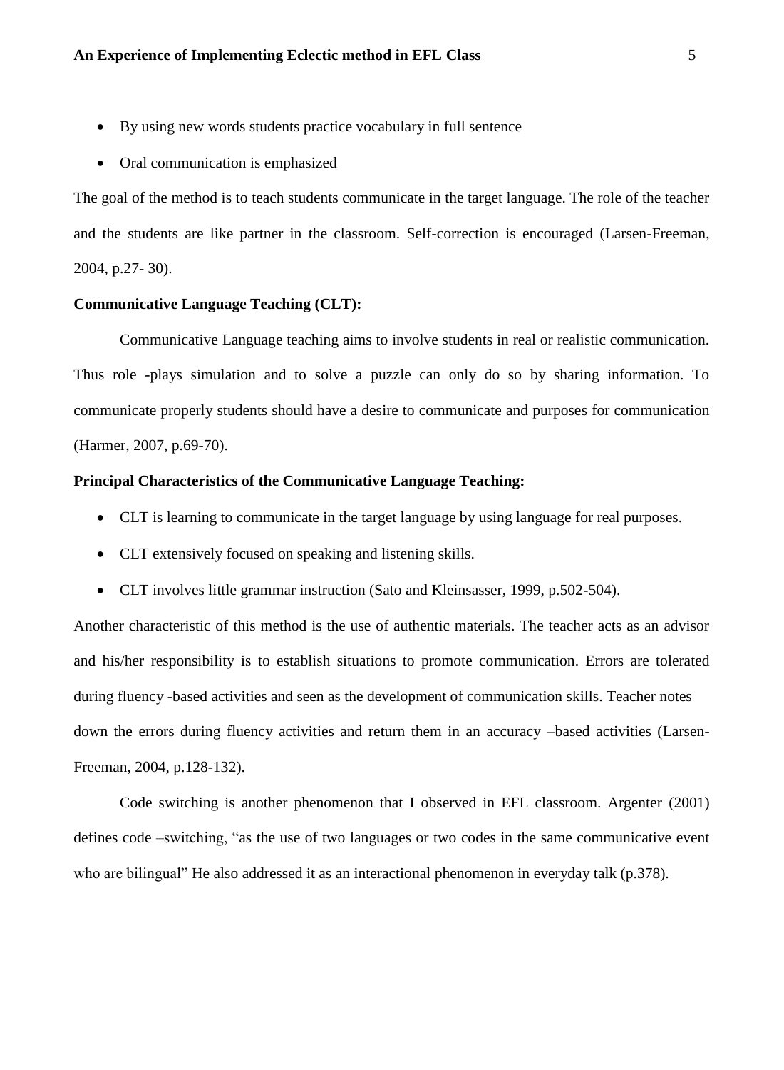- By using new words students practice vocabulary in full sentence
- Oral communication is emphasized

The goal of the method is to teach students communicate in the target language. The role of the teacher and the students are like partner in the classroom. Self-correction is encouraged (Larsen-Freeman, 2004, p.27- 30).

**Communicative Language Teaching (CLT):**

Communicative Language teaching aims to involve students in real or realistic communication. Thus role -plays simulation and to solve a puzzle can only do so by sharing information. To communicate properly students should have a desire to communicate and purposes for communication (Harmer, 2007, p.69-70).

**Principal Characteristics of the Communicative Language Teaching:**

- CLT is learning to communicate in the target language by using language for real purposes.
- CLT extensively focused on speaking and listening skills.
- CLT involves little grammar instruction (Sato and Kleinsasser, 1999, p.502-504).

Another characteristic of this method is the use of authentic materials. The teacher acts as an advisor and his/her responsibility is to establish situations to promote communication. Errors are tolerated during fluency -based activities and seen as the development of communication skills. Teacher notes down the errors during fluency activities and return them in an accuracy –based activities (Larsen-Freeman, 2004, p.128-132).

Code switching is another phenomenon that I observed in EFL classroom. Argenter (2001) defines code –switching, "as the use of two languages or two codes in the same communicative event who are bilingual" He also addressed it as an interactional phenomenon in everyday talk (p.378).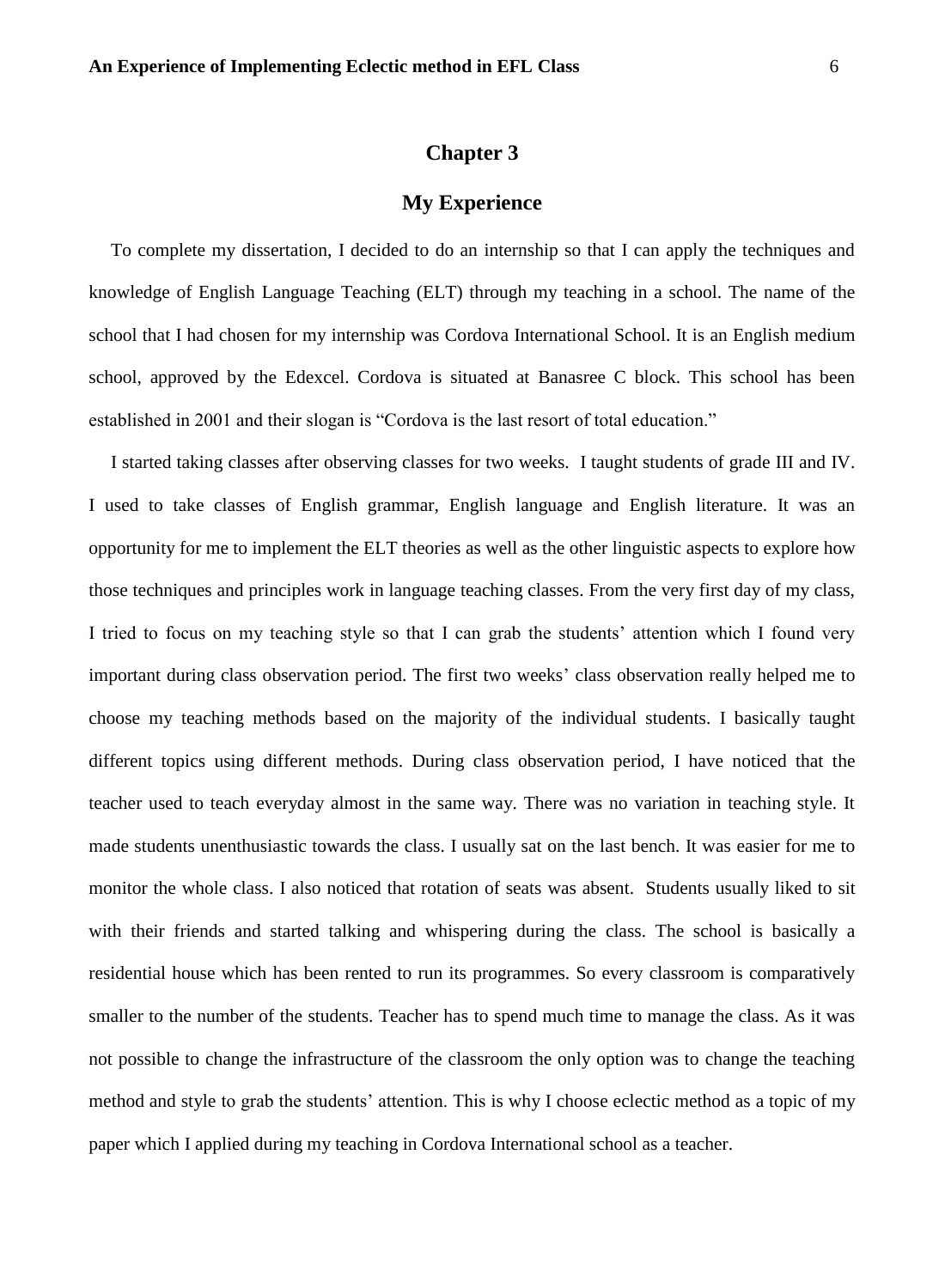# Chapter 3

## My Experience

To complete my dissertation, I decided to do an internship so that I can apply the techniques and knowledge of English Language Teaching (ELT) through my teaching in a school. The name of the school that I had chosen for my internship was Cordova International School. It is an English medium school, approved by the Edexcel. Cordova is situated at Banasree C block. This school has been established in 2001 and their slogan is "Cordova is the last resort of total education."

I started taking classes after observing classes for two weeks. I taught students of grade III and IV. I used to take classes of English grammar, English language and English literature. It was an opportunity for me to implement the ELT theories as well as the other linguistic aspects to explore how those techniques and principles work in language teaching classes. From the very first day of my class, I tried to focus on my teaching style so that I can grab the students' attention which I found very important during class observation period. The first two weeks' class observation really helped me to choose my teaching methods based on the majority of the individual students. I basically taught different topics using different methods. During class observation period, I have noticed that the teacher used to teach everyday almost in the same way. There was no variation in teaching style. It made students unenthusiastic towards the class. I usually sat on the last bench. It was easier for me to monitor the whole class. I also noticed that rotation of seats was absent. Students usually liked to sit with their friends and started talking and whispering during the class. The school is basically a residential house which has been rented to run its programmes. So every classroom is comparatively smaller to the number of the students. Teacher has to spend much time to manage the class. As it was not possible to change the infrastructure of the classroom the only option was to change the teaching method and style to grab the students' attention. This is why I choose eclectic method as a topic of my paper which I applied during my teaching in Cordova International school as a teacher.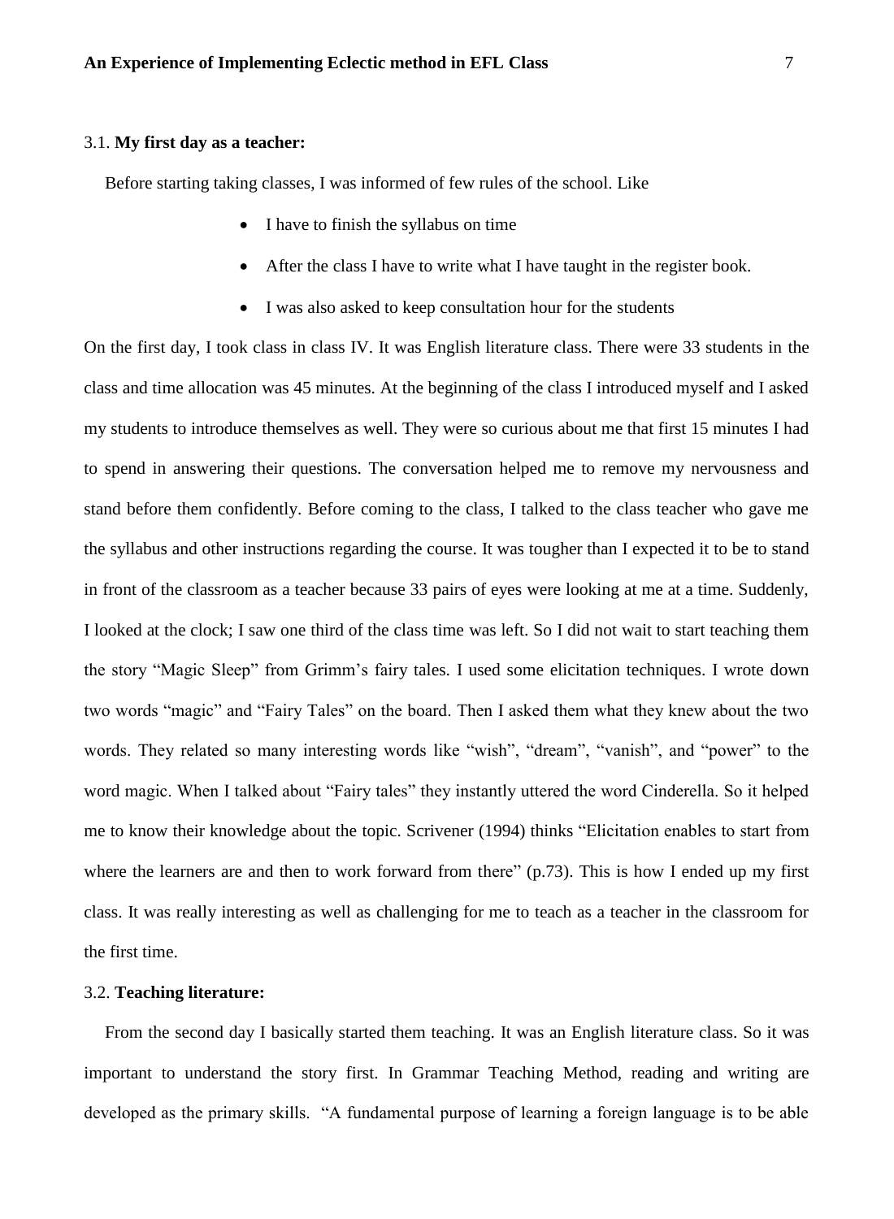### 3.1. **My first day as a teacher:**

Before starting taking classes, I was informed of few rules of the school. Like

- I have to finish the syllabus on time
- After the class I have to write what I have taught in the register book.
- I was also asked to keep consultation hour for the students

On the first day, I took class in class IV. It was English literature class. There were 33 students in the class and time allocation was 45 minutes. At the beginning of the class I introduced myself and I asked my students to introduce themselves as well. They were so curious about me that first 15 minutes I had to spend in answering their questions. The conversation helped me to remove my nervousness and stand before them confidently. Before coming to the class, I talked to the class teacher who gave me the syllabus and other instructions regarding the course. It was tougher than I expected it to be to stand in front of the classroom as a teacher because 33 pairs of eyes were looking at me at a time. Suddenly, I looked at the clock; I saw one third of the class time was left. So I did not wait to start teaching them the story "Magic Sleep" from Grimm's fairy tales. I used some elicitation techniques. I wrote down two words "magic" and "Fairy Tales" on the board. Then I asked them what they knew about the two words. They related so many interesting words like "wish", "dream", "vanish", and "power" to the word magic. When I talked about "Fairy tales" they instantly uttered the word Cinderella. So it helped me to know their knowledge about the topic. Scrivener (1994) thinks "Elicitation enables to start from where the learners are and then to work forward from there" (p.73). This is how I ended up my first class. It was really interesting as well as challenging for me to teach as a teacher in the classroom for the first time.

### 3.2. **Teaching literature:**

From the second day I basically started them teaching. It was an English literature class. So it was important to understand the story first. In Grammar Teaching Method, reading and writing are developed as the primary skills. "A fundamental purpose of learning a foreign language is to be able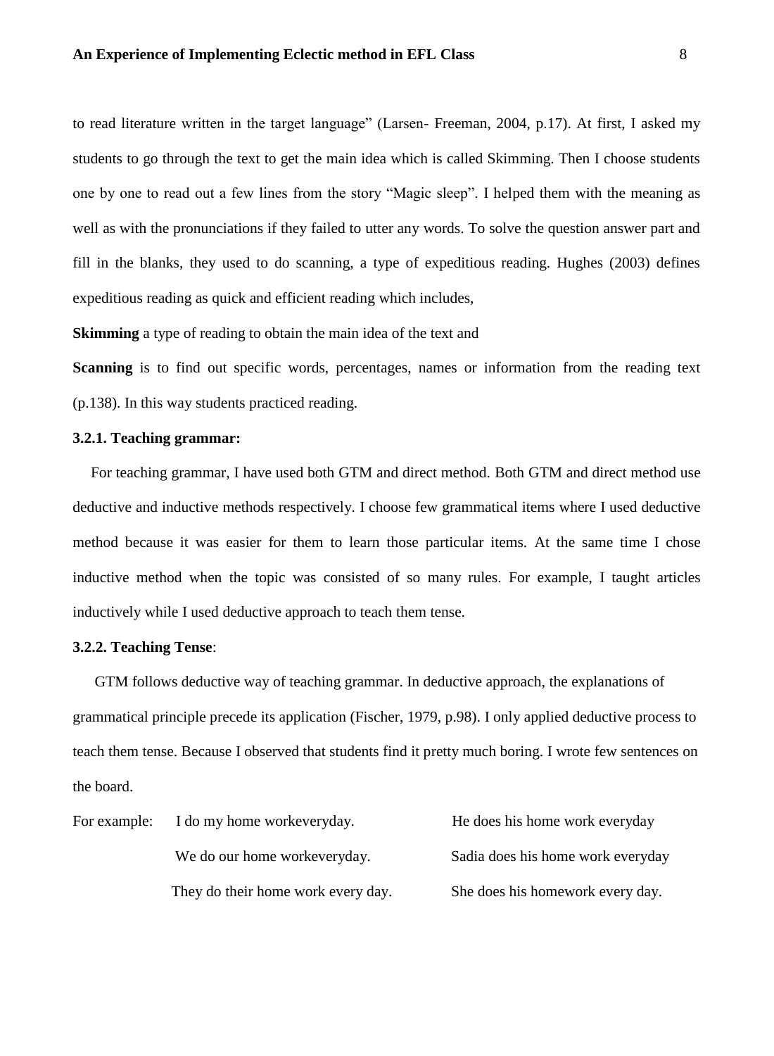to read literature written in the target language" (Larsen- Freeman, 2004, p.17). At first, I asked my students to go through the text to get the main idea which is called Skimming. Then I choose students one by one to read out a few lines from the story "Magic sleep". I helped them with the meaning as well as with the pronunciations if they failed to utter any words. To solve the question answer part and fill in the blanks, they used to do scanning, a type of expeditious reading. Hughes (2003) defines expeditious reading as quick and efficient reading which includes,

**Skimming** a type of reading to obtain the main idea of the text and

**Scanning** is to find out specific words, percentages, names or information from the reading text (p.138). In this way students practiced reading.

### 3.2.1. Teaching grammar:

For teaching grammar, I have used both GTM and direct method. Both GTM and direct method use deductive and inductive methods respectively. I choose few grammatical items where I used deductive method because it was easier for them to learn those particular items. At the same time I chose inductive method when the topic was consisted of so many rules. For example, I taught articles inductively while I used deductive approach to teach them tense.

### 3.2.2. Teaching Tense:

GTM follows deductive way of teaching grammar. In deductive approach, the explanations of grammatical principle precede its application (Fischer, 1979, p.98). I only applied deductive process to teach them tense. Because I observed that students find it pretty much boring. I wrote few sentences on the board.

For example:

| | |
|---|---|
| I do my home workeveryday. | He does his home work everyday |
| We do our home workeveryday. | Sadia does his home work everyday |
| They do their home work every day. | She does his homework every day. |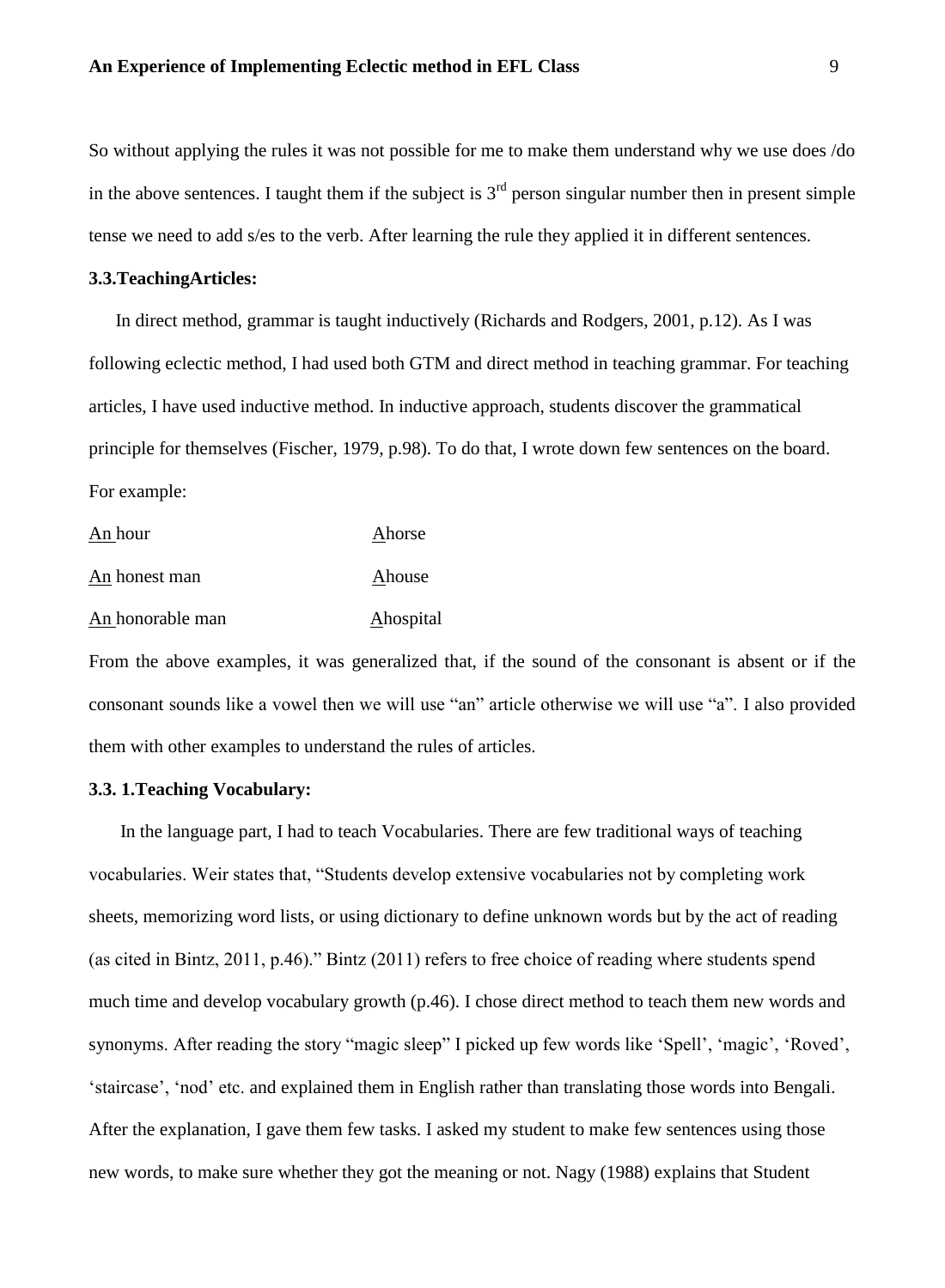So without applying the rules it was not possible for me to make them understand why we use does /do in the above sentences. I taught them if the subject is 3rd person singular number then in present simple tense we need to add s/es to the verb. After learning the rule they applied it in different sentences.

### 3.3.TeachingArticles:

In direct method, grammar is taught inductively (Richards and Rodgers, 2001, p.12). As I was following eclectic method, I had used both GTM and direct method in teaching grammar. For teaching articles, I have used inductive method. In inductive approach, students discover the grammatical principle for themselves (Fischer, 1979, p.98). To do that, I wrote down few sentences on the board. For example:

| | |
|---|---|
| An hour | Ahorse |
| An honest man | Ahouse |
| An honorable man | Ahospital |

From the above examples, it was generalized that, if the sound of the consonant is absent or if the consonant sounds like a vowel then we will use "an" article otherwise we will use "a". I also provided them with other examples to understand the rules of articles.

### 3.3. 1.Teaching Vocabulary:

In the language part, I had to teach Vocabularies. There are few traditional ways of teaching vocabularies. Weir states that, "Students develop extensive vocabularies not by completing work sheets, memorizing word lists, or using dictionary to define unknown words but by the act of reading (as cited in Bintz, 2011, p.46)." Bintz (2011) refers to free choice of reading where students spend much time and develop vocabulary growth (p.46). I chose direct method to teach them new words and synonyms. After reading the story "magic sleep" I picked up few words like 'Spell', 'magic', 'Roved', 'staircase', 'nod' etc. and explained them in English rather than translating those words into Bengali. After the explanation, I gave them few tasks. I asked my student to make few sentences using those new words, to make sure whether they got the meaning or not. Nagy (1988) explains that Student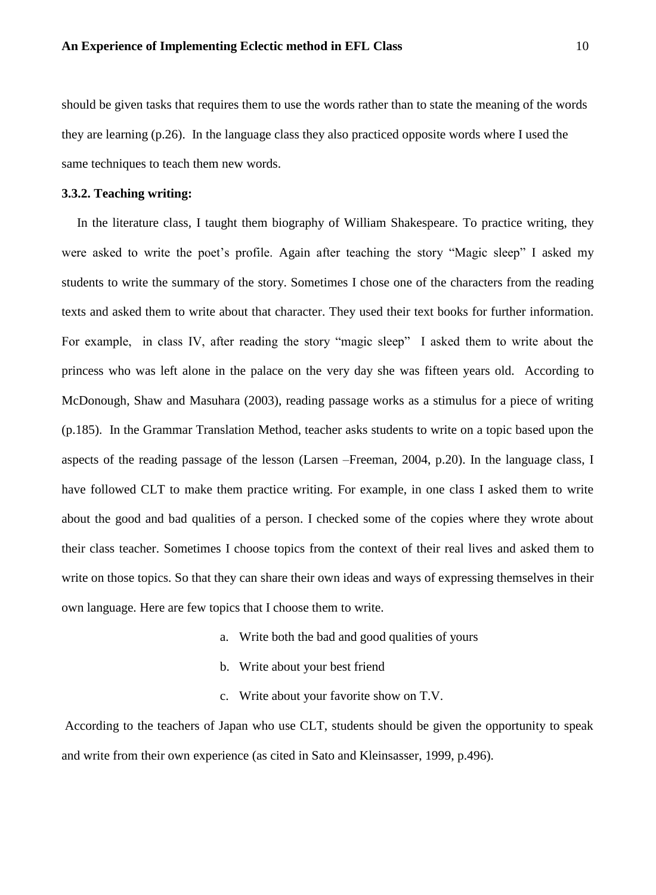should be given tasks that requires them to use the words rather than to state the meaning of the words they are learning (p.26). In the language class they also practiced opposite words where I used the same techniques to teach them new words.

### 3.3.2. Teaching writing:

In the literature class, I taught them biography of William Shakespeare. To practice writing, they were asked to write the poet's profile. Again after teaching the story "Magic sleep" I asked my students to write the summary of the story. Sometimes I chose one of the characters from the reading texts and asked them to write about that character. They used their text books for further information. For example, in class IV, after reading the story "magic sleep" I asked them to write about the princess who was left alone in the palace on the very day she was fifteen years old. According to McDonough, Shaw and Masuhara (2003), reading passage works as a stimulus for a piece of writing (p.185). In the Grammar Translation Method, teacher asks students to write on a topic based upon the aspects of the reading passage of the lesson (Larsen –Freeman, 2004, p.20). In the language class, I have followed CLT to make them practice writing. For example, in one class I asked them to write about the good and bad qualities of a person. I checked some of the copies where they wrote about their class teacher. Sometimes I choose topics from the context of their real lives and asked them to write on those topics. So that they can share their own ideas and ways of expressing themselves in their own language. Here are few topics that I choose them to write.

a. Write both the bad and good qualities of yours
b. Write about your best friend
c. Write about your favorite show on T.V.

According to the teachers of Japan who use CLT, students should be given the opportunity to speak and write from their own experience (as cited in Sato and Kleinsasser, 1999, p.496).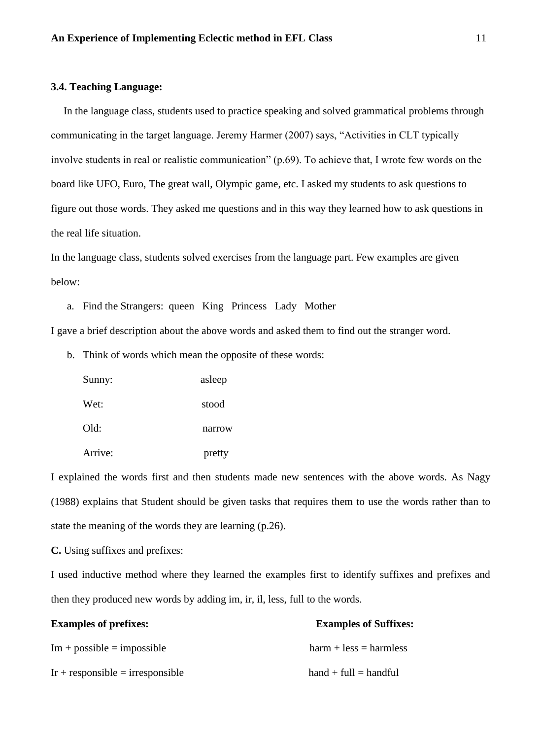### 3.4. Teaching Language:

In the language class, students used to practice speaking and solved grammatical problems through communicating in the target language. Jeremy Harmer (2007) says, "Activities in CLT typically involve students in real or realistic communication" (p.69). To achieve that, I wrote few words on the board like UFO, Euro, The great wall, Olympic game, etc. I asked my students to ask questions to figure out those words. They asked me questions and in this way they learned how to ask questions in the real life situation.

In the language class, students solved exercises from the language part. Few examples are given below:

a. Find the Strangers: queen King Princess Lady Mother

I gave a brief description about the above words and asked them to find out the stranger word.

b. Think of words which mean the opposite of these words:

| | |
|---|---|
| Sunny: | asleep |
| Wet: | stood |
| Old: | narrow |
| Arrive: | pretty |

I explained the words first and then students made new sentences with the above words. As Nagy (1988) explains that Student should be given tasks that requires them to use the words rather than to state the meaning of the words they are learning (p.26).

**C.** Using suffixes and prefixes:

I used inductive method where they learned the examples first to identify suffixes and prefixes and then they produced new words by adding im, ir, il, less, full to the words.

| **Examples of prefixes:** | **Examples of Suffixes:** |
|---|---|
| Im + possible = impossible | harm + less = harmless |
| Ir + responsible = irresponsible | hand + full = handful |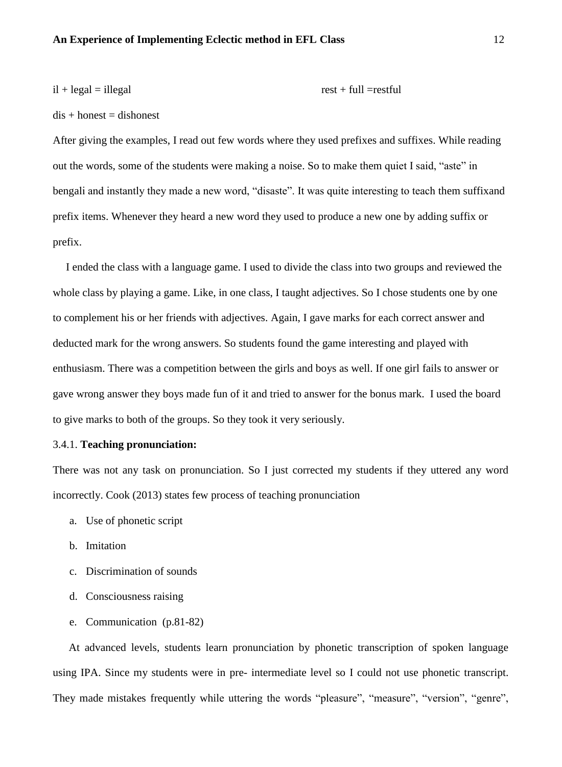il + legal = illegal rest + full =restful

dis + honest = dishonest

After giving the examples, I read out few words where they used prefixes and suffixes. While reading out the words, some of the students were making a noise. So to make them quiet I said, “aste” in bengali and instantly they made a new word, “disaste”. It was quite interesting to teach them suffixand prefix items. Whenever they heard a new word they used to produce a new one by adding suffix or prefix.

I ended the class with a language game. I used to divide the class into two groups and reviewed the whole class by playing a game. Like, in one class, I taught adjectives. So I chose students one by one to complement his or her friends with adjectives. Again, I gave marks for each correct answer and deducted mark for the wrong answers. So students found the game interesting and played with enthusiasm. There was a competition between the girls and boys as well. If one girl fails to answer or gave wrong answer they boys made fun of it and tried to answer for the bonus mark. I used the board to give marks to both of the groups. So they took it very seriously.

3.4.1. **Teaching pronunciation:**

There was not any task on pronunciation. So I just corrected my students if they uttered any word incorrectly. Cook (2013) states few process of teaching pronunciation

a. Use of phonetic script
b. Imitation
c. Discrimination of sounds
d. Consciousness raising
e. Communication (p.81-82)

At advanced levels, students learn pronunciation by phonetic transcription of spoken language using IPA. Since my students were in pre- intermediate level so I could not use phonetic transcript. They made mistakes frequently while uttering the words “pleasure”, “measure”, “version”, “genre”,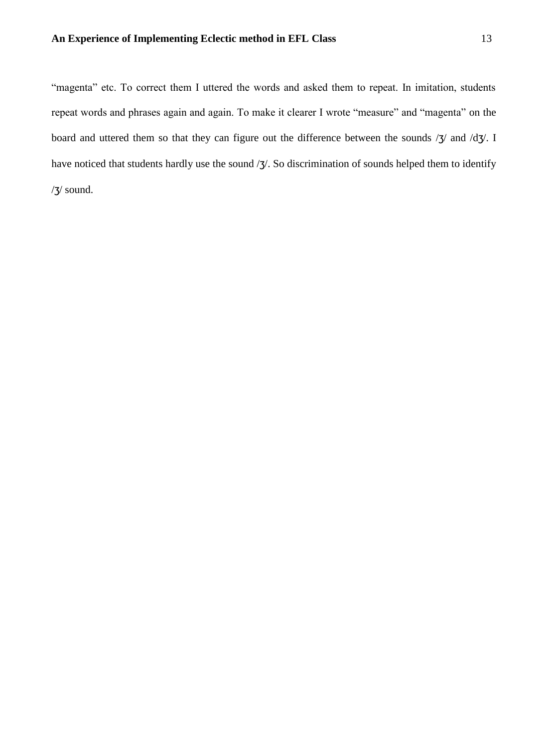"magenta" etc. To correct them I uttered the words and asked them to repeat. In imitation, students repeat words and phrases again and again. To make it clearer I wrote "measure" and "magenta" on the board and uttered them so that they can figure out the difference between the sounds /ʒ/ and /dʒ/. I have noticed that students hardly use the sound /ʒ/. So discrimination of sounds helped them to identify /ʒ/ sound.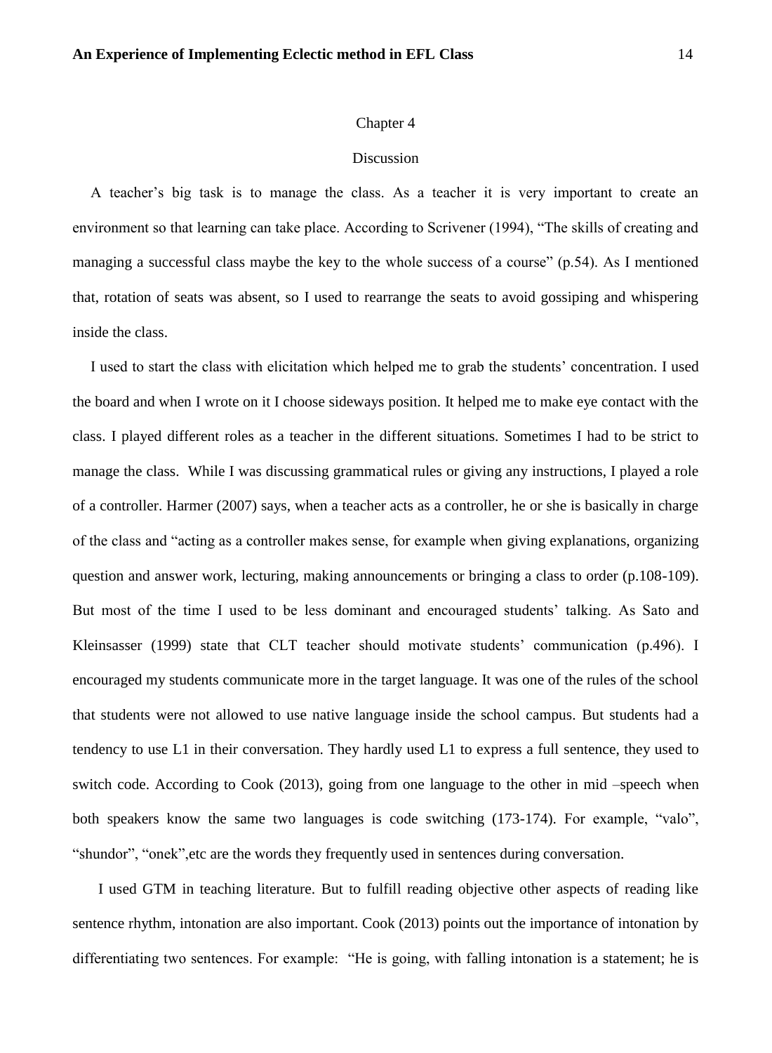# Chapter 4

## Discussion

A teacher's big task is to manage the class. As a teacher it is very important to create an environment so that learning can take place. According to Scrivener (1994), "The skills of creating and managing a successful class maybe the key to the whole success of a course" (p.54). As I mentioned that, rotation of seats was absent, so I used to rearrange the seats to avoid gossiping and whispering inside the class.

I used to start the class with elicitation which helped me to grab the students' concentration. I used the board and when I wrote on it I choose sideways position. It helped me to make eye contact with the class. I played different roles as a teacher in the different situations. Sometimes I had to be strict to manage the class. While I was discussing grammatical rules or giving any instructions, I played a role of a controller. Harmer (2007) says, when a teacher acts as a controller, he or she is basically in charge of the class and "acting as a controller makes sense, for example when giving explanations, organizing question and answer work, lecturing, making announcements or bringing a class to order (p.108-109). But most of the time I used to be less dominant and encouraged students' talking. As Sato and Kleinsasser (1999) state that CLT teacher should motivate students' communication (p.496). I encouraged my students communicate more in the target language. It was one of the rules of the school that students were not allowed to use native language inside the school campus. But students had a tendency to use L1 in their conversation. They hardly used L1 to express a full sentence, they used to switch code. According to Cook (2013), going from one language to the other in mid –speech when both speakers know the same two languages is code switching (173-174). For example, "valo", "shundor", "onek",etc are the words they frequently used in sentences during conversation.

I used GTM in teaching literature. But to fulfill reading objective other aspects of reading like sentence rhythm, intonation are also important. Cook (2013) points out the importance of intonation by differentiating two sentences. For example: "He is going, with falling intonation is a statement; he is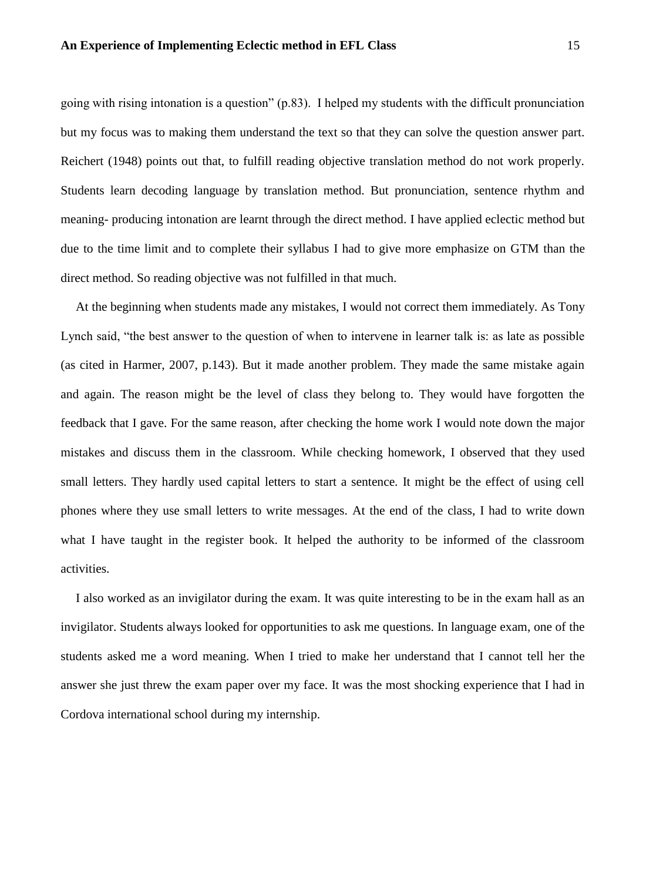going with rising intonation is a question" (p.83). I helped my students with the difficult pronunciation but my focus was to making them understand the text so that they can solve the question answer part. Reichert (1948) points out that, to fulfill reading objective translation method do not work properly. Students learn decoding language by translation method. But pronunciation, sentence rhythm and meaning- producing intonation are learnt through the direct method. I have applied eclectic method but due to the time limit and to complete their syllabus I had to give more emphasize on GTM than the direct method. So reading objective was not fulfilled in that much.

At the beginning when students made any mistakes, I would not correct them immediately. As Tony Lynch said, "the best answer to the question of when to intervene in learner talk is: as late as possible (as cited in Harmer, 2007, p.143). But it made another problem. They made the same mistake again and again. The reason might be the level of class they belong to. They would have forgotten the feedback that I gave. For the same reason, after checking the home work I would note down the major mistakes and discuss them in the classroom. While checking homework, I observed that they used small letters. They hardly used capital letters to start a sentence. It might be the effect of using cell phones where they use small letters to write messages. At the end of the class, I had to write down what I have taught in the register book. It helped the authority to be informed of the classroom activities.

I also worked as an invigilator during the exam. It was quite interesting to be in the exam hall as an invigilator. Students always looked for opportunities to ask me questions. In language exam, one of the students asked me a word meaning. When I tried to make her understand that I cannot tell her the answer she just threw the exam paper over my face. It was the most shocking experience that I had in Cordova international school during my internship.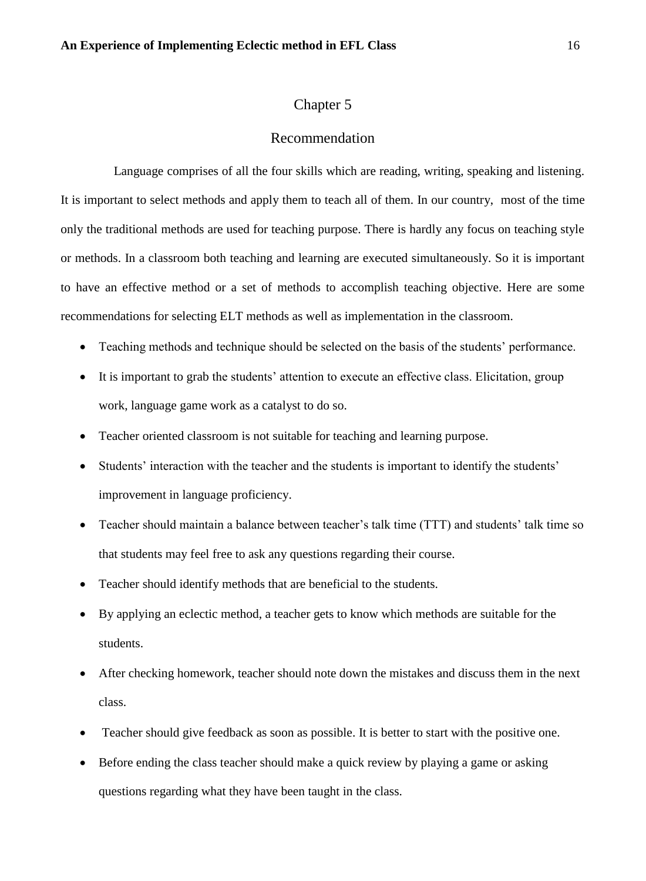# Chapter 5

## Recommendation

Language comprises of all the four skills which are reading, writing, speaking and listening. It is important to select methods and apply them to teach all of them. In our country, most of the time only the traditional methods are used for teaching purpose. There is hardly any focus on teaching style or methods. In a classroom both teaching and learning are executed simultaneously. So it is important to have an effective method or a set of methods to accomplish teaching objective. Here are some recommendations for selecting ELT methods as well as implementation in the classroom.

- Teaching methods and technique should be selected on the basis of the students' performance.
- It is important to grab the students' attention to execute an effective class. Elicitation, group work, language game work as a catalyst to do so.
- Teacher oriented classroom is not suitable for teaching and learning purpose.
- Students' interaction with the teacher and the students is important to identify the students' improvement in language proficiency.
- Teacher should maintain a balance between teacher's talk time (TTT) and students' talk time so that students may feel free to ask any questions regarding their course.
- Teacher should identify methods that are beneficial to the students.
- By applying an eclectic method, a teacher gets to know which methods are suitable for the students.
- After checking homework, teacher should note down the mistakes and discuss them in the next class.
- Teacher should give feedback as soon as possible. It is better to start with the positive one.
- Before ending the class teacher should make a quick review by playing a game or asking questions regarding what they have been taught in the class.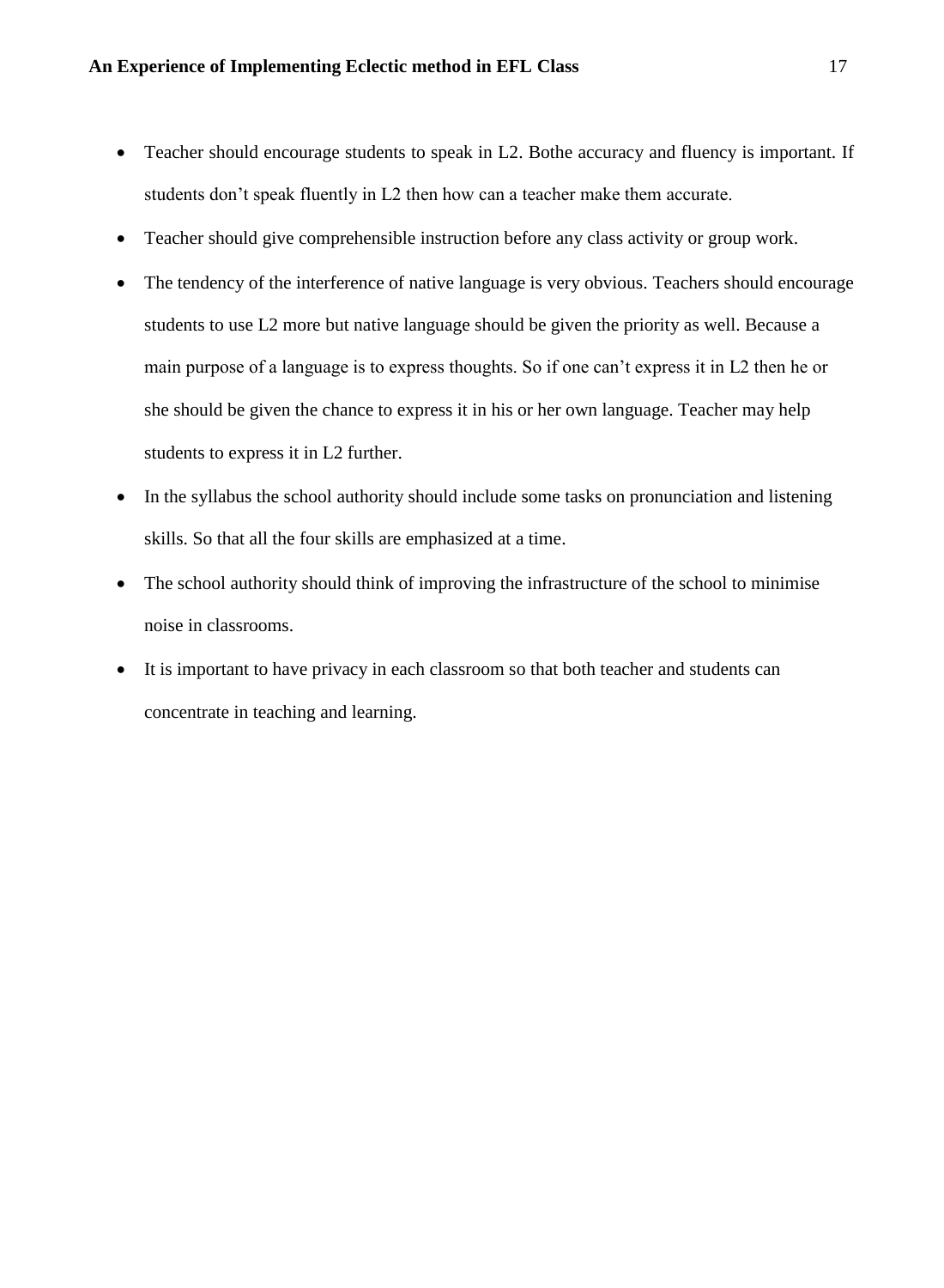- Teacher should encourage students to speak in L2. Bothe accuracy and fluency is important. If students don't speak fluently in L2 then how can a teacher make them accurate.
- Teacher should give comprehensible instruction before any class activity or group work.
- The tendency of the interference of native language is very obvious. Teachers should encourage students to use L2 more but native language should be given the priority as well. Because a main purpose of a language is to express thoughts. So if one can't express it in L2 then he or she should be given the chance to express it in his or her own language. Teacher may help students to express it in L2 further.
- In the syllabus the school authority should include some tasks on pronunciation and listening skills. So that all the four skills are emphasized at a time.
- The school authority should think of improving the infrastructure of the school to minimise noise in classrooms.
- It is important to have privacy in each classroom so that both teacher and students can concentrate in teaching and learning.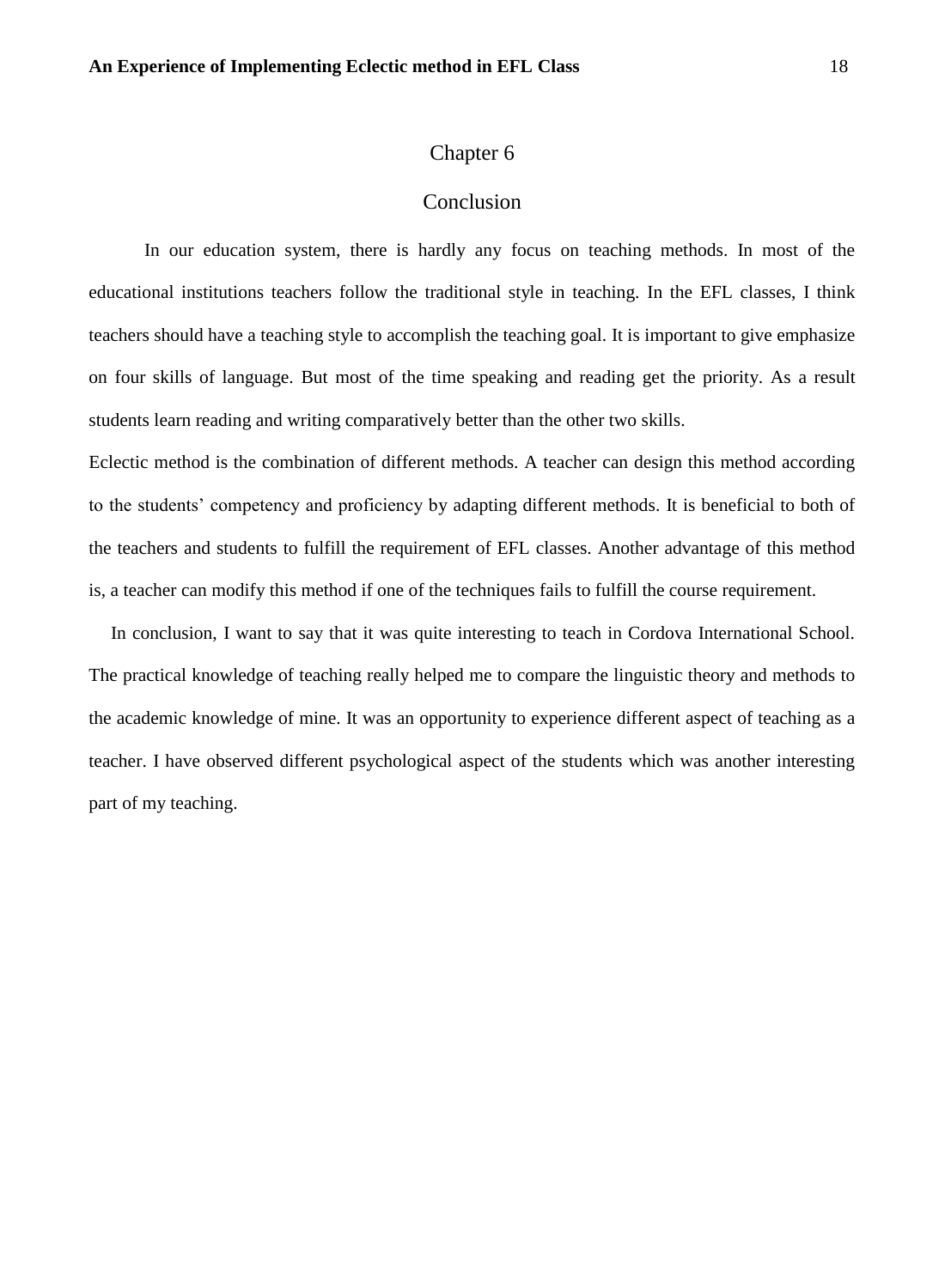# Chapter 6

## Conclusion

In our education system, there is hardly any focus on teaching methods. In most of the educational institutions teachers follow the traditional style in teaching. In the EFL classes, I think teachers should have a teaching style to accomplish the teaching goal. It is important to give emphasize on four skills of language. But most of the time speaking and reading get the priority. As a result students learn reading and writing comparatively better than the other two skills.

Eclectic method is the combination of different methods. A teacher can design this method according to the students' competency and proficiency by adapting different methods. It is beneficial to both of the teachers and students to fulfill the requirement of EFL classes. Another advantage of this method is, a teacher can modify this method if one of the techniques fails to fulfill the course requirement.

In conclusion, I want to say that it was quite interesting to teach in Cordova International School. The practical knowledge of teaching really helped me to compare the linguistic theory and methods to the academic knowledge of mine. It was an opportunity to experience different aspect of teaching as a teacher. I have observed different psychological aspect of the students which was another interesting part of my teaching.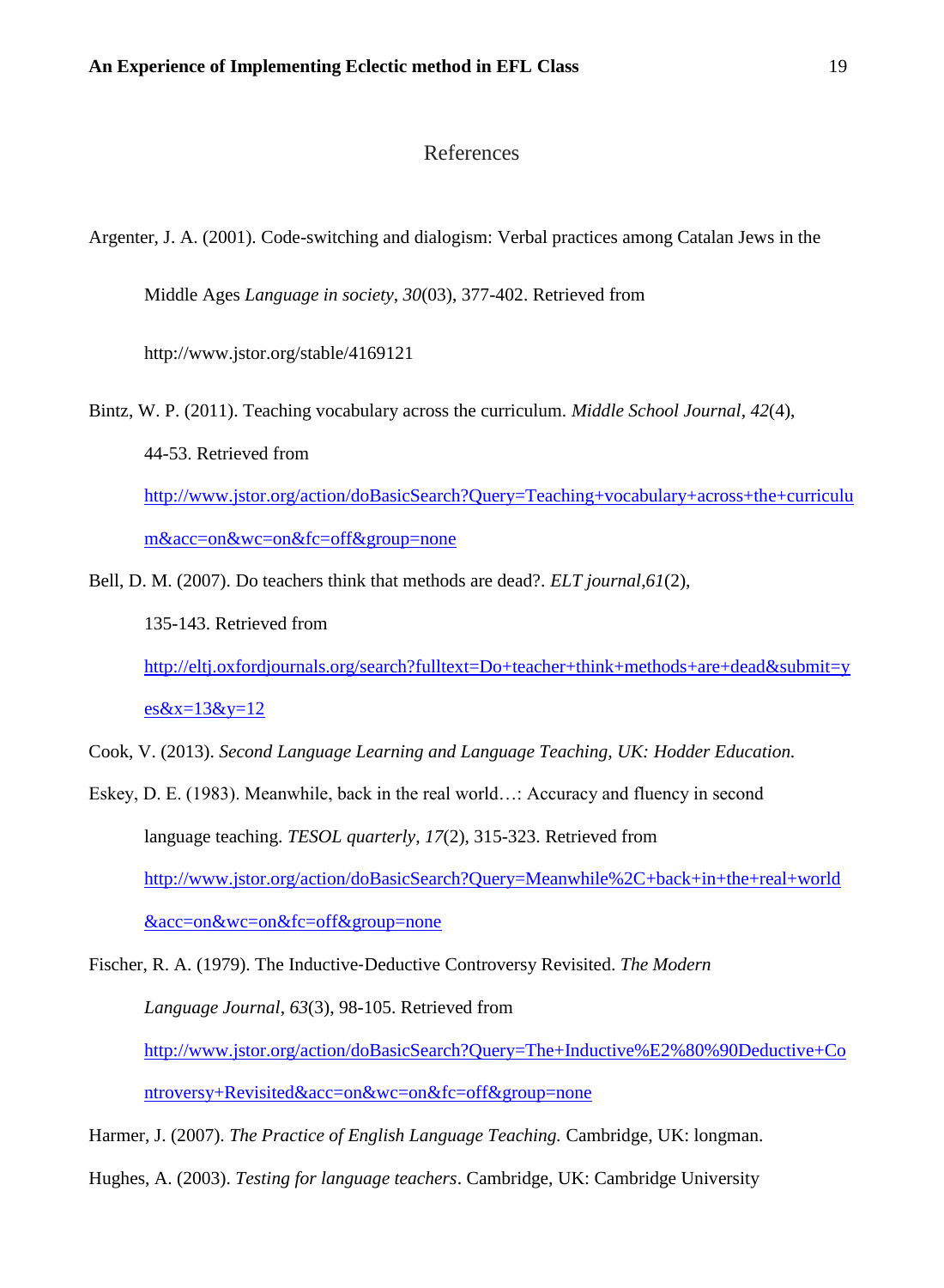# References

Argenter, J. A. (2001). Code-switching and dialogism: Verbal practices among Catalan Jews in the Middle Ages *Language in society*, *30*(03), 377-402. Retrieved from http://www.jstor.org/stable/4169121

Bintz, W. P. (2011). Teaching vocabulary across the curriculum. *Middle School Journal*, *42*(4), 44-53. Retrieved from http://www.jstor.org/action/doBasicSearch?Query=Teaching+vocabulary+across+the+curriculum&acc=on&wc=on&fc=off&group=none

Bell, D. M. (2007). Do teachers think that methods are dead?. *ELT journal*,*61*(2), 135-143. Retrieved from http://eltj.oxfordjournals.org/search?fulltext=Do+teacher+think+methods+are+dead&submit=yes&x=13&y=12

Cook, V. (2013). *Second Language Learning and Language Teaching, UK: Hodder Education.*

Eskey, D. E. (1983). Meanwhile, back in the real world…: Accuracy and fluency in second language teaching. *TESOL quarterly*, *17*(2), 315-323. Retrieved from http://www.jstor.org/action/doBasicSearch?Query=Meanwhile%2C+back+in+the+real+world&acc=on&wc=on&fc=off&group=none

Fischer, R. A. (1979). The Inductive-Deductive Controversy Revisited. *The Modern Language Journal*, *63*(3), 98-105. Retrieved from http://www.jstor.org/action/doBasicSearch?Query=The+Inductive%E2%80%90Deductive+Controversy+Revisited&acc=on&wc=on&fc=off&group=none

Harmer, J. (2007). *The Practice of English Language Teaching.* Cambridge, UK: longman.

Hughes, A. (2003). *Testing for language teachers*. Cambridge, UK: Cambridge University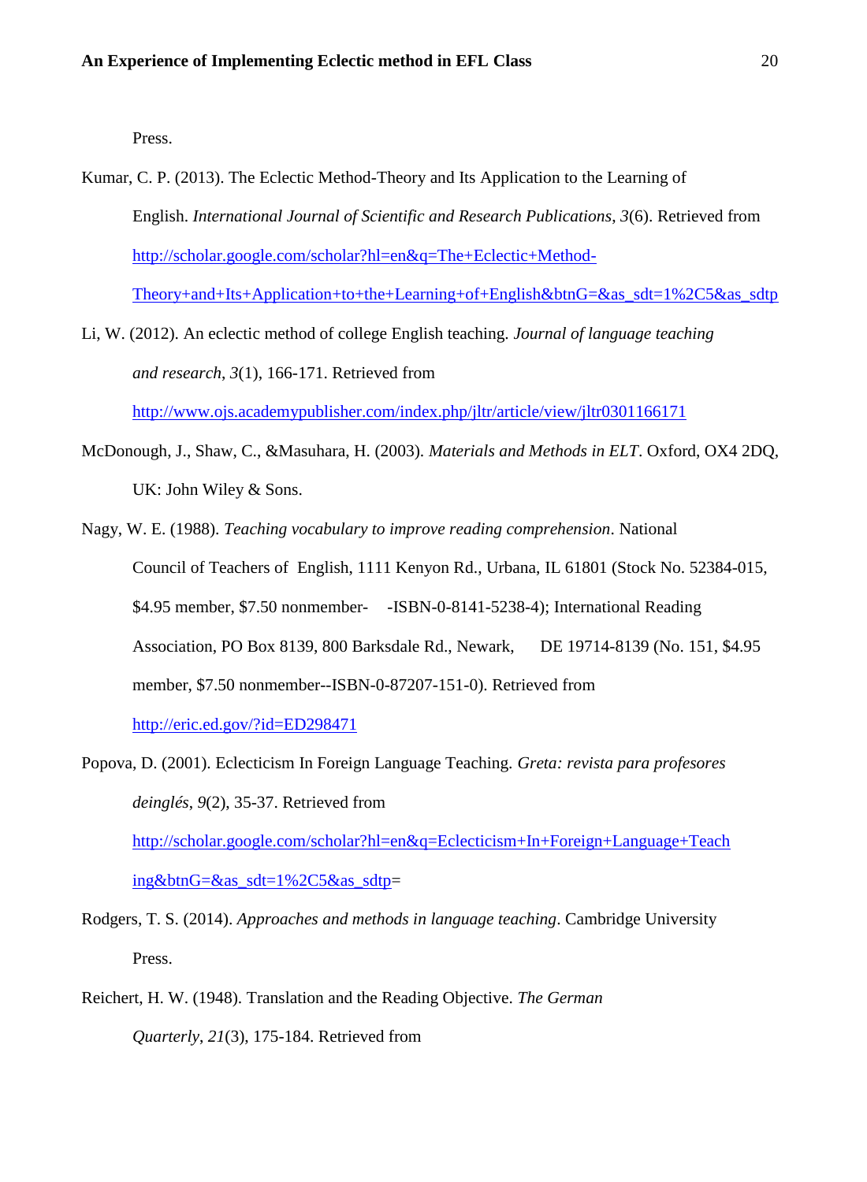Press.

Kumar, C. P. (2013). The Eclectic Method-Theory and Its Application to the Learning of English. *International Journal of Scientific and Research Publications*, *3*(6). Retrieved from http://scholar.google.com/scholar?hl=en&q=The+Eclectic+Method-Theory+and+Its+Application+to+the+Learning+of+English&btnG=&as_sdt=1%2C5&as_sdtp

Li, W. (2012). An eclectic method of college English teaching. *Journal of language teaching and research*, *3*(1), 166-171. Retrieved from http://www.ojs.academypublisher.com/index.php/jltr/article/view/jltr0301166171

McDonough, J., Shaw, C., &Masuhara, H. (2003). *Materials and Methods in ELT*. Oxford, OX4 2DQ, UK: John Wiley & Sons.

Nagy, W. E. (1988). *Teaching vocabulary to improve reading comprehension*. National Council of Teachers of English, 1111 Kenyon Rd., Urbana, IL 61801 (Stock No. 52384-015, $4.95 member, $7.50 nonmember- -ISBN-0-8141-5238-4); International Reading Association, PO Box 8139, 800 Barksdale Rd., Newark, DE 19714-8139 (No. 151, $4.95 member, $7.50 nonmember--ISBN-0-87207-151-0). Retrieved from http://eric.ed.gov/?id=ED298471

Popova, D. (2001). Eclecticism In Foreign Language Teaching. *Greta: revista para profesores deinglés*, *9*(2), 35-37. Retrieved from http://scholar.google.com/scholar?hl=en&q=Eclecticism+In+Foreign+Language+Teaching&btnG=&as_sdt=1%2C5&as_sdtp=

Rodgers, T. S. (2014). *Approaches and methods in language teaching*. Cambridge University Press.

Reichert, H. W. (1948). Translation and the Reading Objective. *The German Quarterly*, *21*(3), 175-184. Retrieved from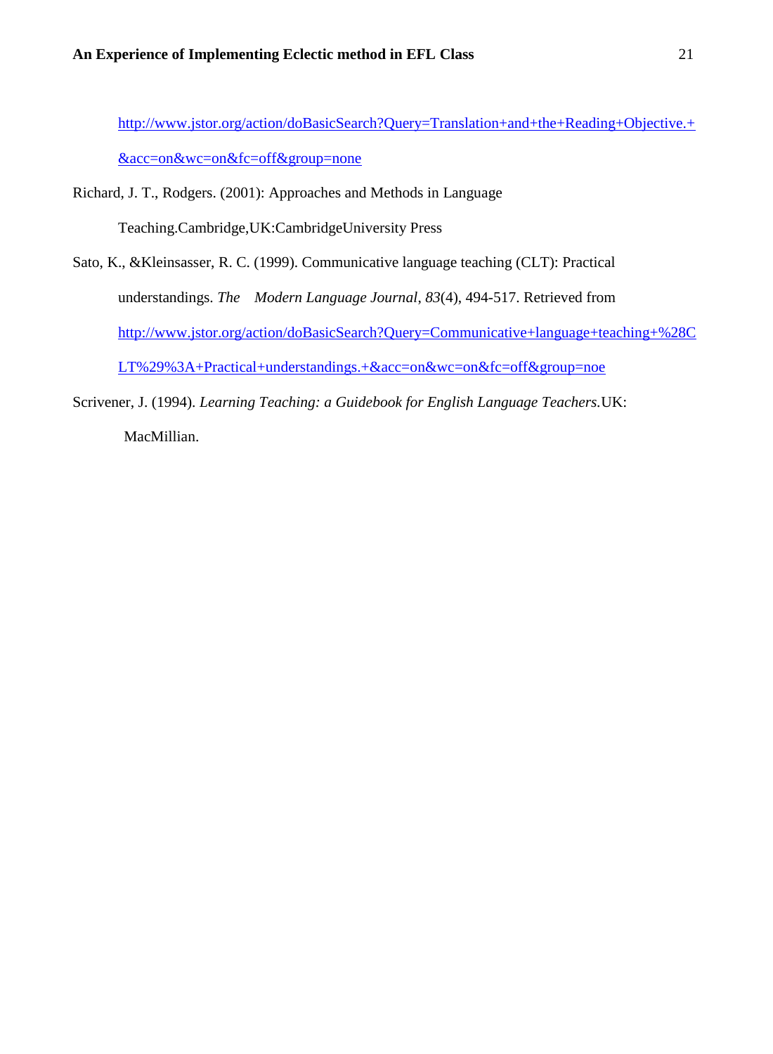http://www.jstor.org/action/doBasicSearch?Query=Translation+and+the+Reading+Objective.+&acc=on&wc=on&fc=off&group=none

Richard, J. T., Rodgers. (2001): Approaches and Methods in Language Teaching.Cambridge,UK:CambridgeUniversity Press

Sato, K., &Kleinsasser, R. C. (1999). Communicative language teaching (CLT): Practical understandings. *The Modern Language Journal*, *83*(4), 494-517. Retrieved from http://www.jstor.org/action/doBasicSearch?Query=Communicative+language+teaching+%28CLT%29%3A+Practical+understandings.+&acc=on&wc=on&fc=off&group=noe

Scrivener, J. (1994). *Learning Teaching: a Guidebook for English Language Teachers.*UK: MacMillian.